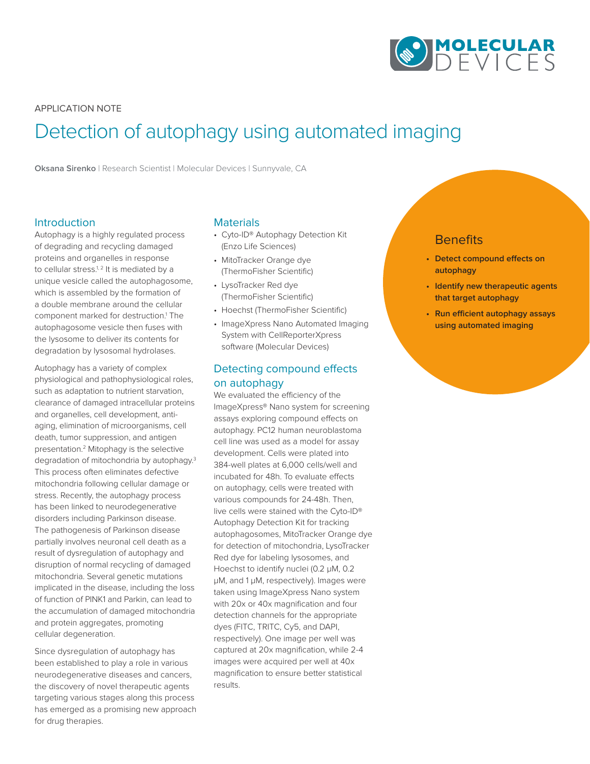APPLICATION NOTE

# Detection of autophagy using automated imaging

**Oksana Sirenko** | Research Scientist | Molecular Devices | Sunnyvale, CA

## Introduction

Autophagy is a highly regulated process of degrading and recycling damaged proteins and organelles in response to cellular stress.[1, 2] It is mediated by a unique vesicle called the autophagosome, which is assembled by the formation of a double membrane around the cellular component marked for destruction.[1] The autophagosome vesicle then fuses with the lysosome to deliver its contents for degradation by lysosomal hydrolases.

Autophagy has a variety of complex physiological and pathophysiological roles, such as adaptation to nutrient starvation, clearance of damaged intracellular proteins and organelles, cell development, anti-aging, elimination of microorganisms, cell death, tumor suppression, and antigen presentation.[2] Mitophagy is the selective degradation of mitochondria by autophagy.[3] This process often eliminates defective mitochondria following cellular damage or stress. Recently, the autophagy process has been linked to neurodegenerative disorders including Parkinson disease. The pathogenesis of Parkinson disease partially involves neuronal cell death as a result of dysregulation of autophagy and disruption of normal recycling of damaged mitochondria. Several genetic mutations implicated in the disease, including the loss of function of PINK1 and Parkin, can lead to the accumulation of damaged mitochondria and protein aggregates, promoting cellular degeneration.

Since dysregulation of autophagy has been established to play a role in various neurodegenerative diseases and cancers, the discovery of novel therapeutic agents targeting various stages along this process has emerged as a promising new approach for drug therapies.

## Materials

- Cyto-ID® Autophagy Detection Kit (Enzo Life Sciences)
- MitoTracker Orange dye (ThermoFisher Scientific)
- LysoTracker Red dye (ThermoFisher Scientific)
- Hoechst (ThermoFisher Scientific)
- ImageXpress Nano Automated Imaging System with CellReporterXpress software (Molecular Devices)

## Detecting compound effects on autophagy

We evaluated the efficiency of the ImageXpress® Nano system for screening assays exploring compound effects on autophagy. PC12 human neuroblastoma cell line was used as a model for assay development. Cells were plated into 384-well plates at 6,000 cells/well and incubated for 48h. To evaluate effects on autophagy, cells were treated with various compounds for 24-48h. Then, live cells were stained with the Cyto-ID® Autophagy Detection Kit for tracking autophagosomes, MitoTracker Orange dye for detection of mitochondria, LysoTracker Red dye for labeling lysosomes, and Hoechst to identify nuclei (0.2 µM, 0.2 µM, and 1 µM, respectively). Images were taken using ImageXpress Nano system with 20x or 40x magnification and four detection channels for the appropriate dyes (FITC, TRITC, Cy5, and DAPI, respectively). One image per well was captured at 20x magnification, while 2-4 images were acquired per well at 40x magnification to ensure better statistical results.

## Benefits

- **Detect compound effects on autophagy**
- **Identify new therapeutic agents that target autophagy**
- **Run efficient autophagy assays using automated imaging**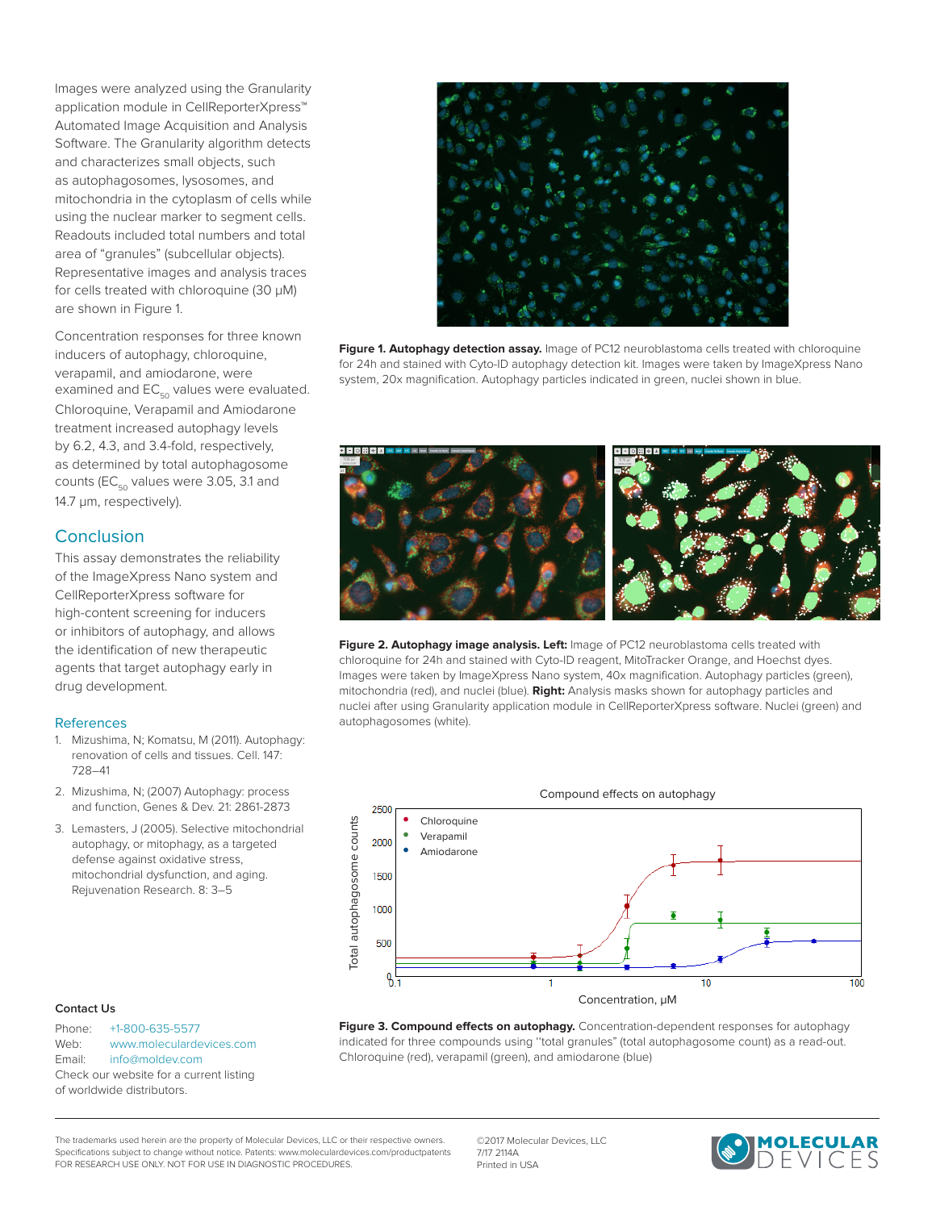Images were analyzed using the Granularity application module in CellReporterXpress™ Automated Image Acquisition and Analysis Software. The Granularity algorithm detects and characterizes small objects, such as autophagosomes, lysosomes, and mitochondria in the cytoplasm of cells while using the nuclear marker to segment cells. Readouts included total numbers and total area of "granules" (subcellular objects). Representative images and analysis traces for cells treated with chloroquine (30 µM) are shown in Figure 1.

Concentration responses for three known inducers of autophagy, chloroquine, verapamil, and amiodarone, were examined and $EC_{50}$ values were evaluated. Chloroquine, Verapamil and Amiodarone treatment increased autophagy levels by 6.2, 4.3, and 3.4-fold, respectively, as determined by total autophagosome counts ($EC_{50}$ values were 3.05, 3.1 and 14.7 µm, respectively).

## Conclusion

This assay demonstrates the reliability of the ImageXpress Nano system and CellReporterXpress software for high-content screening for inducers or inhibitors of autophagy, and allows the identification of new therapeutic agents that target autophagy early in drug development.

### References

1. Mizushima, N; Komatsu, M (2011). Autophagy: renovation of cells and tissues. Cell. 147: 728–41
2. Mizushima, N; (2007) Autophagy: process and function, Genes & Dev. 21: 2861-2873
3. Lemasters, J (2005). Selective mitochondrial autophagy, or mitophagy, as a targeted defense against oxidative stress, mitochondrial dysfunction, and aging. Rejuvenation Research. 8: 3–5

**Figure 1. Autophagy detection assay.** Image of PC12 neuroblastoma cells treated with chloroquine for 24h and stained with Cyto-ID autophagy detection kit. Images were taken by ImageXpress Nano system, 20x magnification. Autophagy particles indicated in green, nuclei shown in blue.

**Figure 2. Autophagy image analysis. Left:** Image of PC12 neuroblastoma cells treated with chloroquine for 24h and stained with Cyto-ID reagent, MitoTracker Orange, and Hoechst dyes. Images were taken by ImageXpress Nano system, 40x magnification. Autophagy particles (green), mitochondria (red), and nuclei (blue). **Right:** Analysis masks shown for autophagy particles and nuclei after using Granularity application module in CellReporterXpress software. Nuclei (green) and autophagosomes (white).

Compound effects on autophagy

Chloroquine
Verapamil
Amiodarone

Total autophagosome counts

2500
2000
1500
1000
500
0

0.1
1
10
100

Concentration, µM

**Figure 3. Compound effects on autophagy.** Concentration-dependent responses for autophagy indicated for three compounds using "total granules" (total autophagosome count) as a read-out. Chloroquine (red), verapamil (green), and amiodarone (blue)

**Contact Us**

Phone: +1-800-635-5577
Web: www.moleculardevices.com
Email: info@moldev.com
Check our website for a current listing of worldwide distributors.

The trademarks used herein are the property of Molecular Devices, LLC or their respective owners. Specifications subject to change without notice. Patents: www.moleculardevices.com/productpatents
FOR RESEARCH USE ONLY. NOT FOR USE IN DIAGNOSTIC PROCEDURES.

©2017 Molecular Devices, LLC
7/17 2114A
Printed in USA

MOLECULAR DEVICES